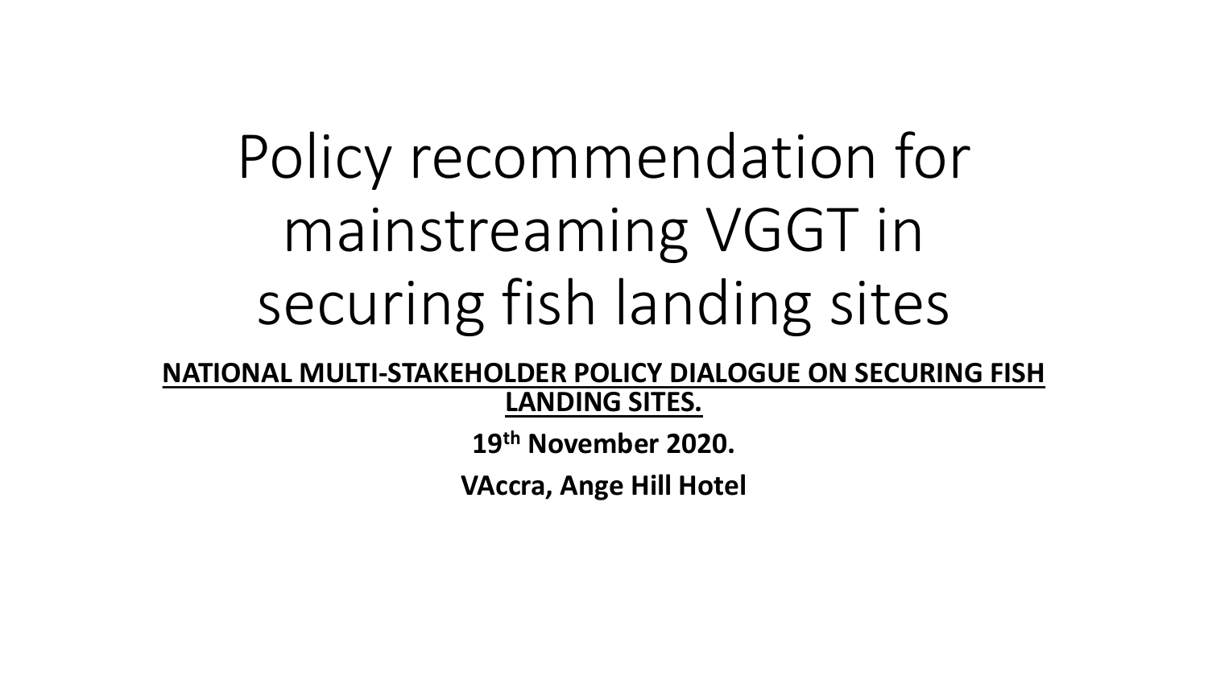# Policy recommendation for mainstreaming VGGT in securing fish landing sites

**NATIONAL MULTI-STAKEHOLDER POLICY DIALOGUE ON SECURING FISH LANDING SITES.**

**19th November 2020.**

**VAccra, Ange Hill Hotel**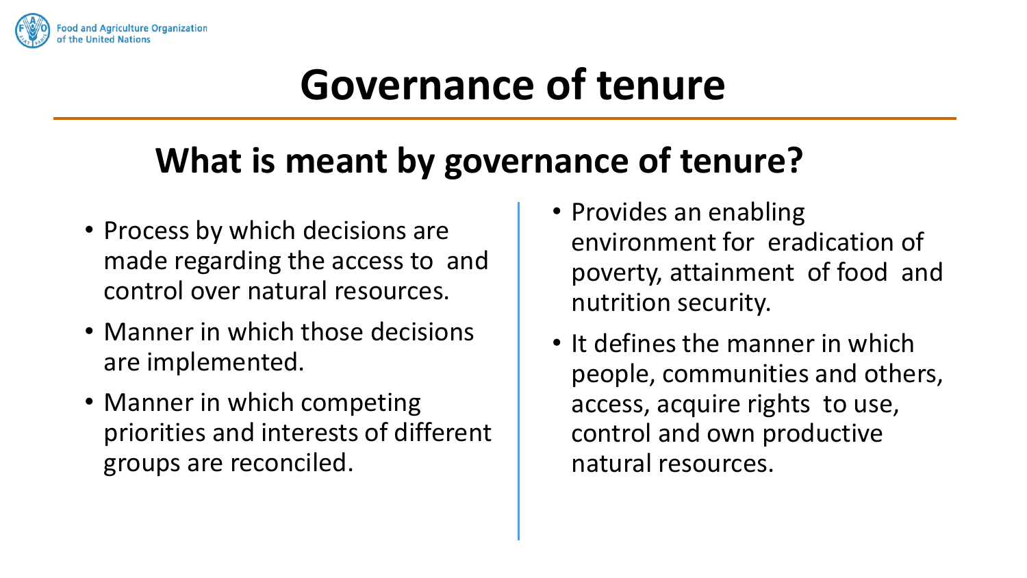# Governance of tenure

## What is meant by governance of tenure?

- Process by which decisions are made regarding the access to and control over natural resources.
- Manner in which those decisions are implemented.
- Manner in which competing priorities and interests of different groups are reconciled.
- Provides an enabling environment for eradication of poverty, attainment of food and nutrition security.
- It defines the manner in which people, communities and others, access, acquire rights to use, control and own productive natural resources.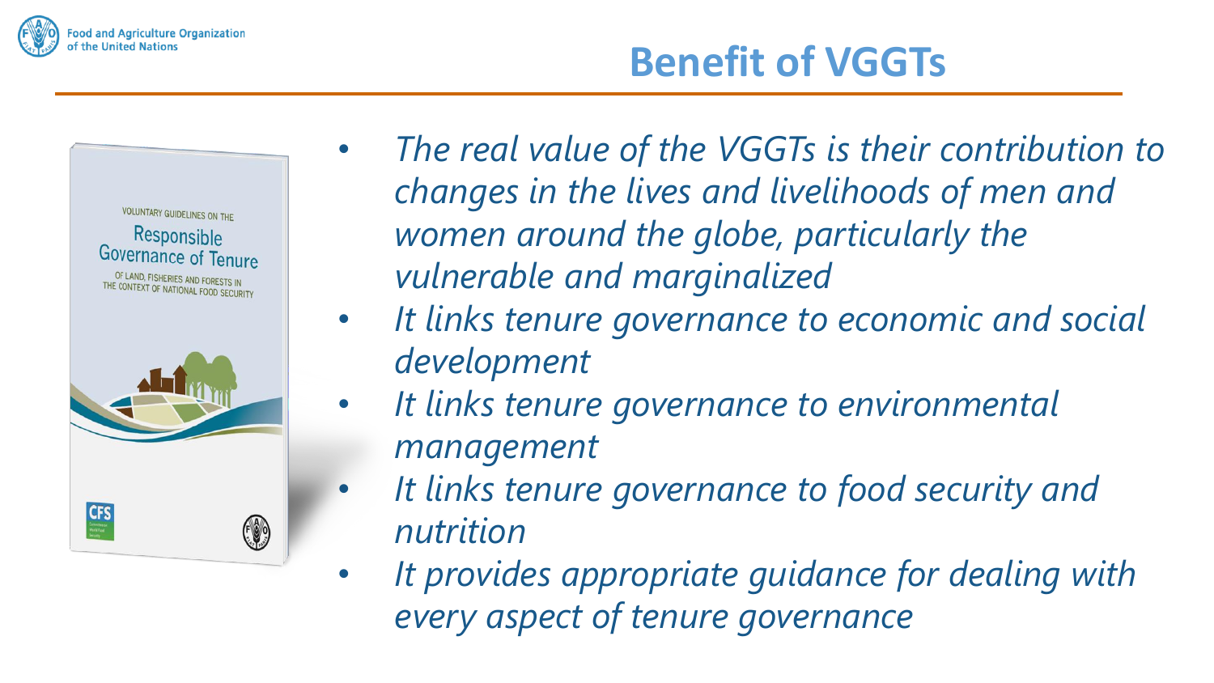# Benefit of VGGTs

- *The real value of the VGGTs is their contribution to changes in the lives and livelihoods of men and women around the globe, particularly the vulnerable and marginalized*
- *It links tenure governance to economic and social development*
- *It links tenure governance to environmental management*
- *It links tenure governance to food security and nutrition*
- *It provides appropriate guidance for dealing with every aspect of tenure governance*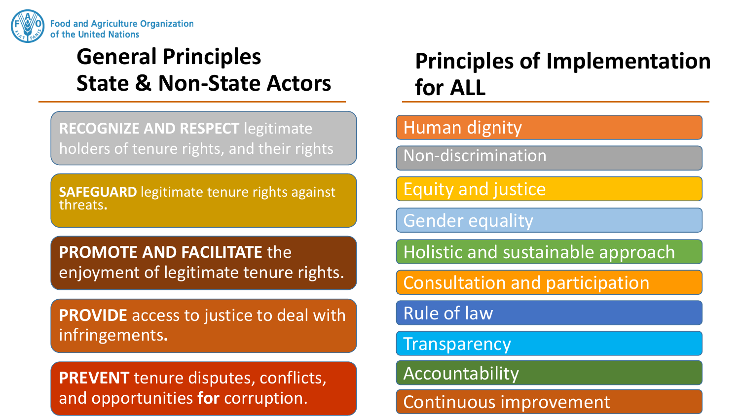Food and Agriculture Organization of the United Nations

## General Principles State & Non-State Actors

- **RECOGNIZE AND RESPECT** legitimate holders of tenure rights, and their rights
- **SAFEGUARD** legitimate tenure rights against threats.
- **PROMOTE AND FACILITATE** the enjoyment of legitimate tenure rights.
- **PROVIDE** access to justice to deal with infringements.
- **PREVENT** tenure disputes, conflicts, and opportunities **for** corruption.

## Principles of Implementation for ALL

- Human dignity
- Non-discrimination
- Equity and justice
- Gender equality
- Holistic and sustainable approach
- Consultation and participation
- Rule of law
- Transparency
- Accountability
- Continuous improvement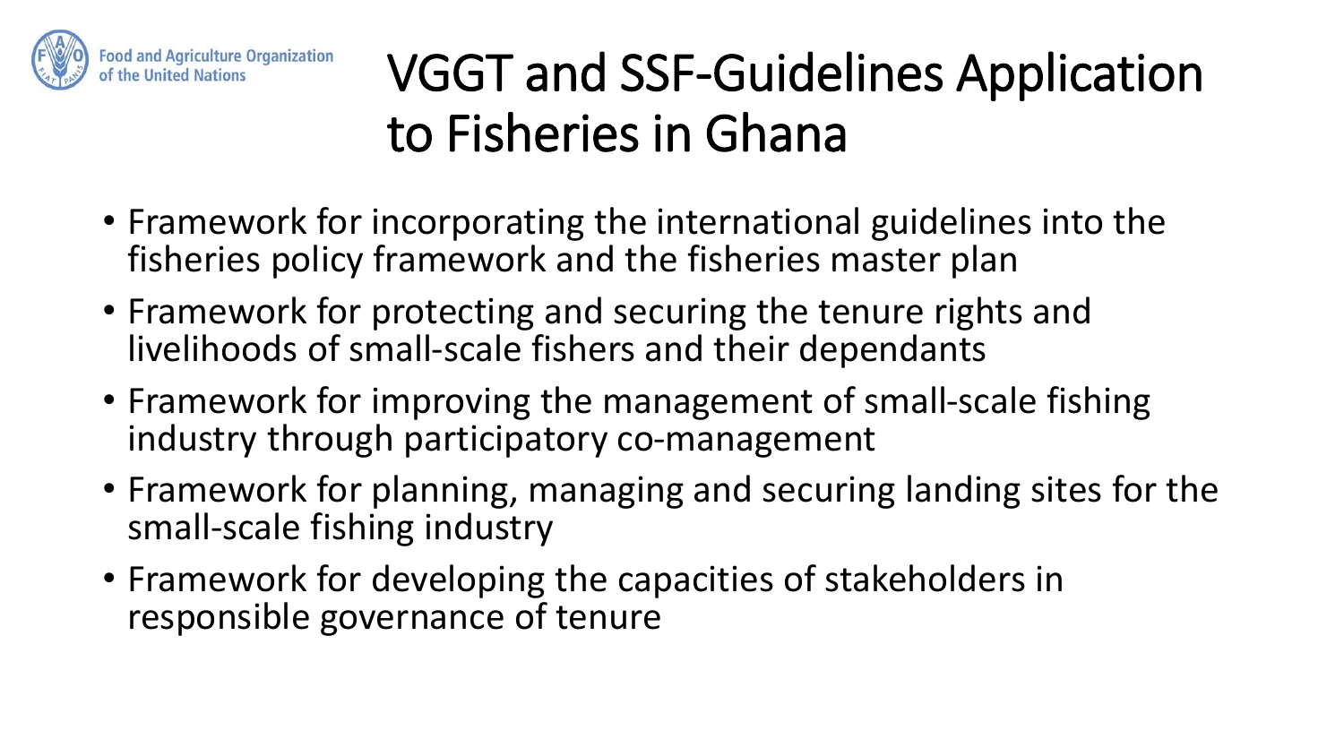# VGGT and SSF-Guidelines Application to Fisheries in Ghana

- Framework for incorporating the international guidelines into the fisheries policy framework and the fisheries master plan
- Framework for protecting and securing the tenure rights and livelihoods of small-scale fishers and their dependants
- Framework for improving the management of small-scale fishing industry through participatory co-management
- Framework for planning, managing and securing landing sites for the small-scale fishing industry
- Framework for developing the capacities of stakeholders in responsible governance of tenure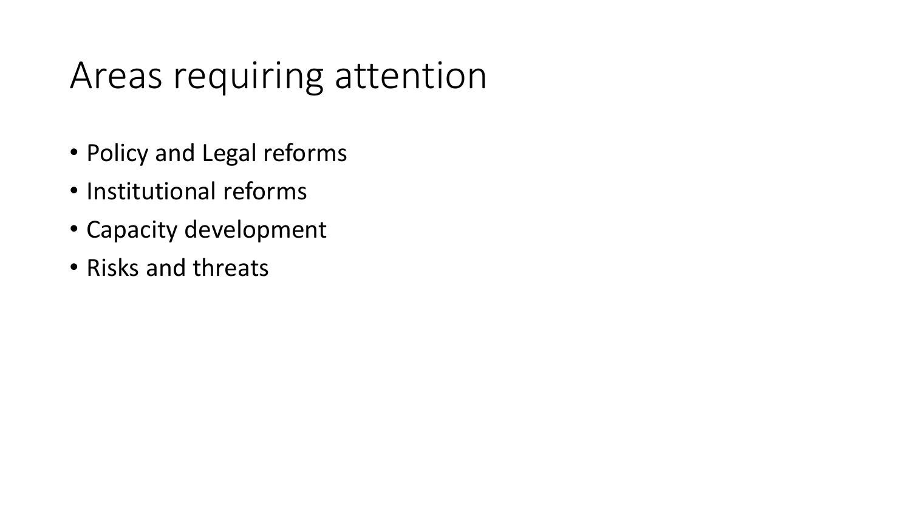# Areas requiring attention

- Policy and Legal reforms
- Institutional reforms
- Capacity development
- Risks and threats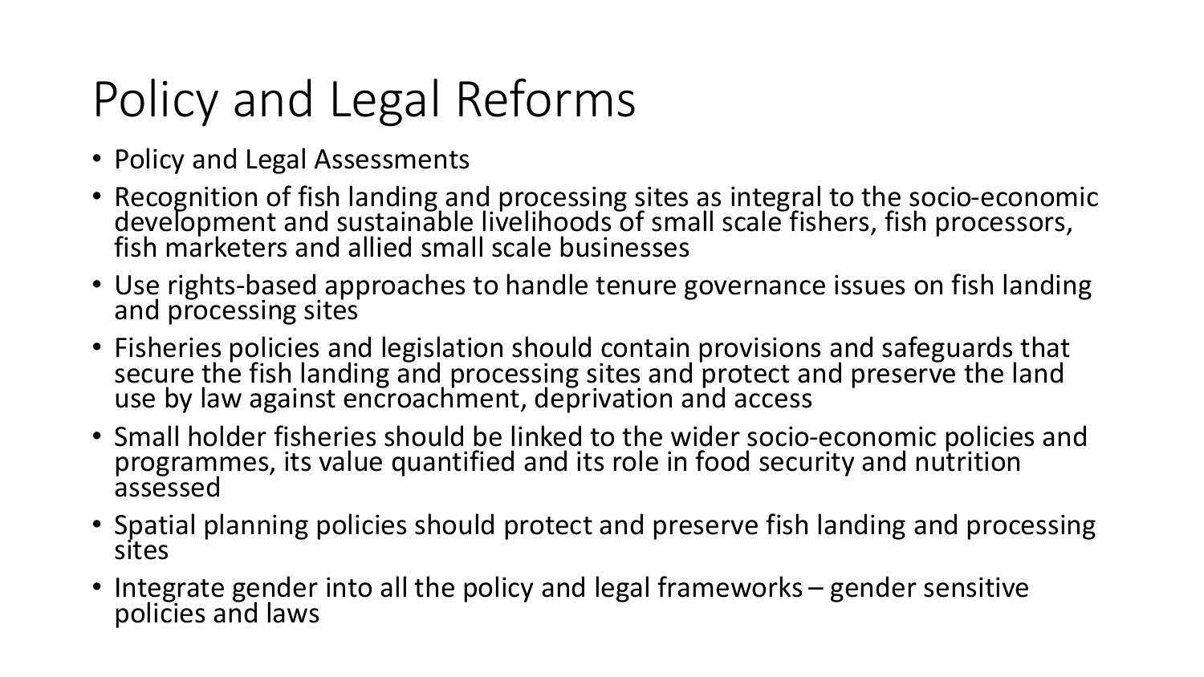# Policy and Legal Reforms

- Policy and Legal Assessments
- Recognition of fish landing and processing sites as integral to the socio-economic development and sustainable livelihoods of small scale fishers, fish processors, fish marketers and allied small scale businesses
- Use rights-based approaches to handle tenure governance issues on fish landing and processing sites
- Fisheries policies and legislation should contain provisions and safeguards that secure the fish landing and processing sites and protect and preserve the land use by law against encroachment, deprivation and access
- Small holder fisheries should be linked to the wider socio-economic policies and programmes, its value quantified and its role in food security and nutrition assessed
- Spatial planning policies should protect and preserve fish landing and processing sites
- Integrate gender into all the policy and legal frameworks – gender sensitive policies and laws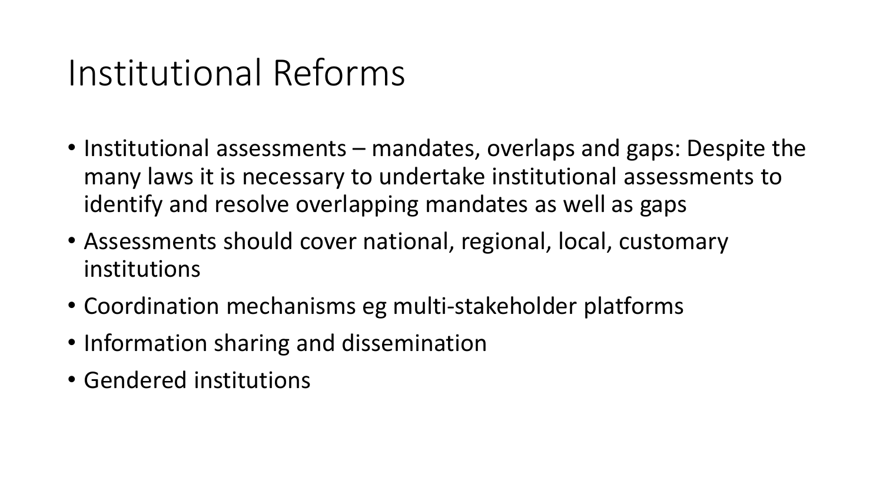# Institutional Reforms

- Institutional assessments – mandates, overlaps and gaps: Despite the many laws it is necessary to undertake institutional assessments to identify and resolve overlapping mandates as well as gaps
- Assessments should cover national, regional, local, customary institutions
- Coordination mechanisms eg multi-stakeholder platforms
- Information sharing and dissemination
- Gendered institutions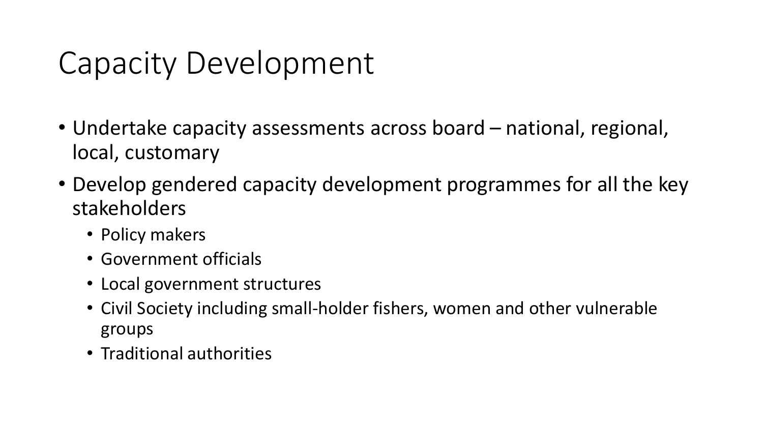# Capacity Development

- Undertake capacity assessments across board – national, regional, local, customary
- Develop gendered capacity development programmes for all the key stakeholders
  - Policy makers
  - Government officials
  - Local government structures
  - Civil Society including small-holder fishers, women and other vulnerable groups
  - Traditional authorities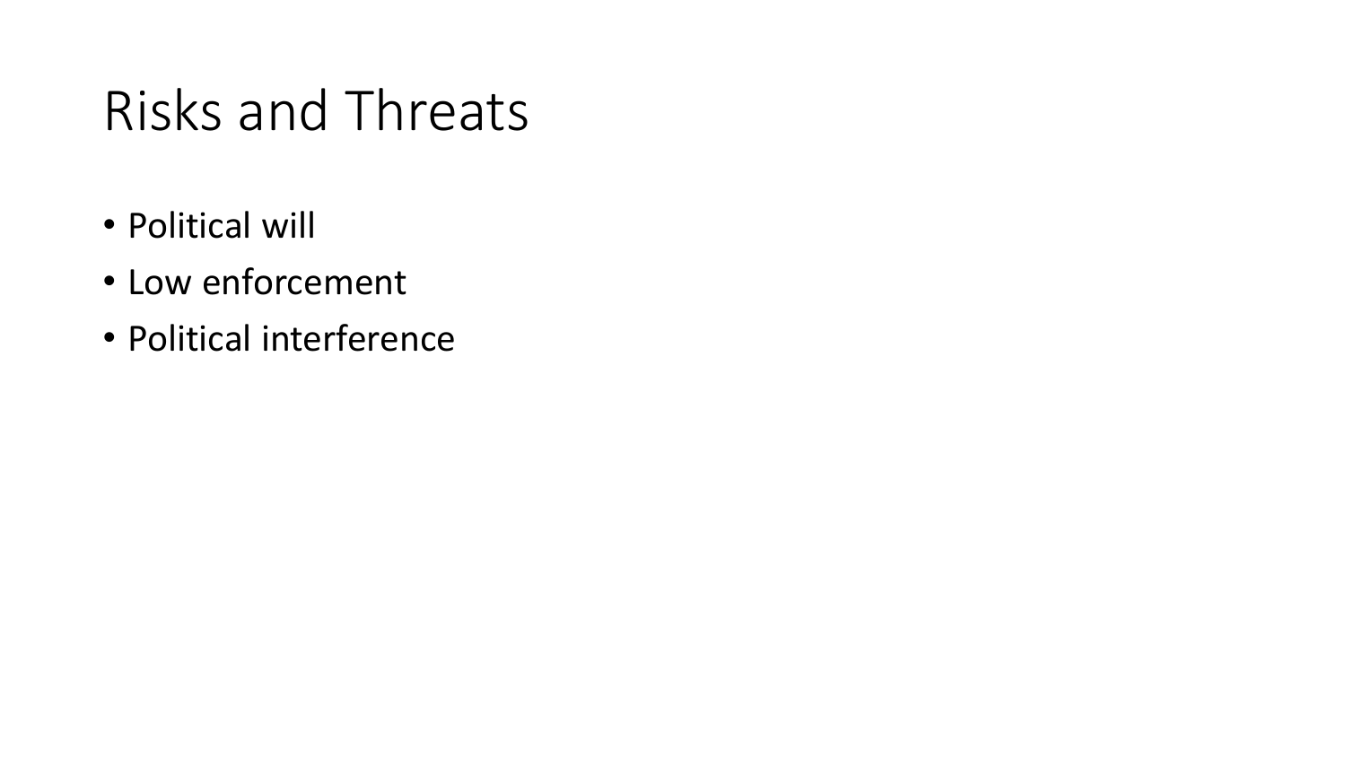# Risks and Threats

- Political will
- Low enforcement
- Political interference